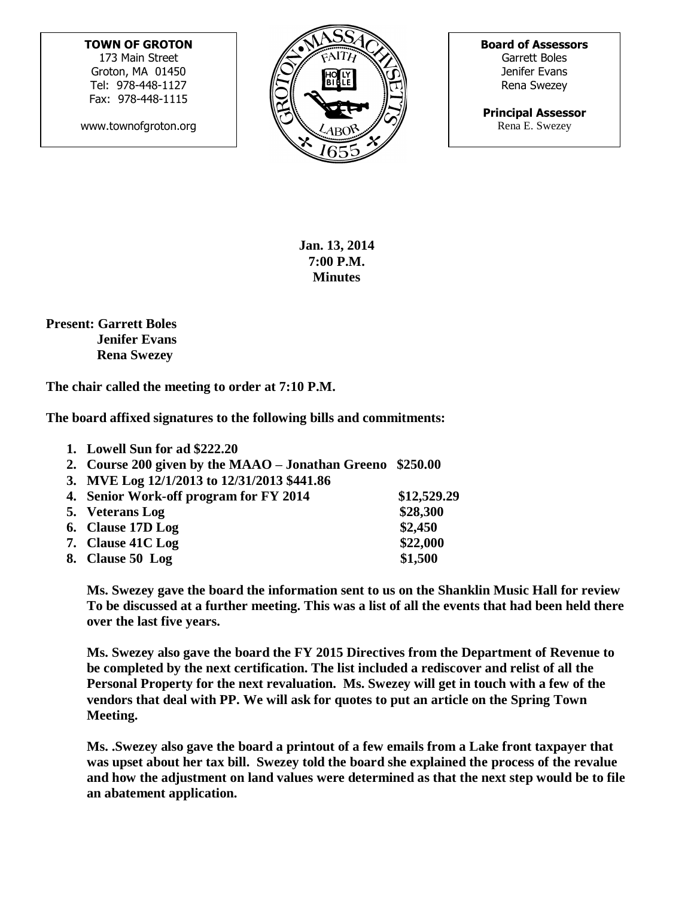**TOWN OF GROTON**
173 Main Street
Groton, MA 01450
Tel: 978-448-1127
Fax: 978-448-1115

www.townofgroton.org

**Board of Assessors**
Garrett Boles
Jenifer Evans
Rena Swezey

**Principal Assessor**
Rena E. Swezey

**Jan. 13, 2014**
**7:00 P.M.**
**Minutes**

**Present: Garrett Boles**
**Jenifer Evans**
**Rena Swezey**

**The chair called the meeting to order at 7:10 P.M.**

**The board affixed signatures to the following bills and commitments:**

1. **Lowell Sun for ad $222.20**
2. **Course 200 given by the MAAO – Jonathan Greeno $250.00**
3. **MVE Log 12/1/2013 to 12/31/2013 $441.86**
4. **Senior Work-off program for FY 2014 $12,529.29**
5. **Veterans Log $28,300**
6. **Clause 17D Log $2,450**
7. **Clause 41C Log $22,000**
8. **Clause 50 Log $1,500**

**Ms. Swezey gave the board the information sent to us on the Shanklin Music Hall for review To be discussed at a further meeting. This was a list of all the events that had been held there over the last five years.**

**Ms. Swezey also gave the board the FY 2015 Directives from the Department of Revenue to be completed by the next certification. The list included a rediscover and relist of all the Personal Property for the next revaluation. Ms. Swezey will get in touch with a few of the vendors that deal with PP. We will ask for quotes to put an article on the Spring Town Meeting.**

**Ms. .Swezey also gave the board a printout of a few emails from a Lake front taxpayer that was upset about her tax bill. Swezey told the board she explained the process of the revalue and how the adjustment on land values were determined as that the next step would be to file an abatement application.**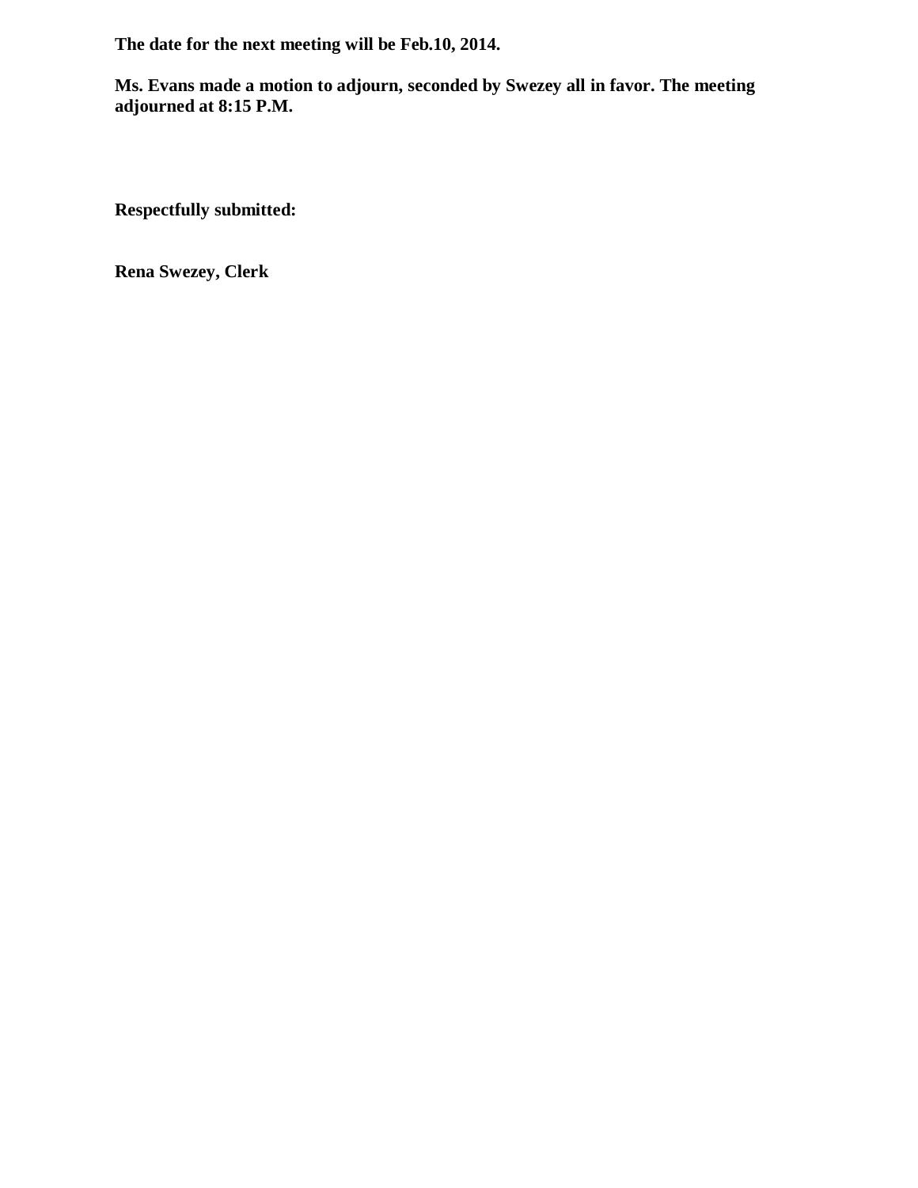**The date for the next meeting will be Feb.10, 2014.**

**Ms. Evans made a motion to adjourn, seconded by Swezey all in favor. The meeting adjourned at 8:15 P.M.**

**Respectfully submitted:**

**Rena Swezey, Clerk**